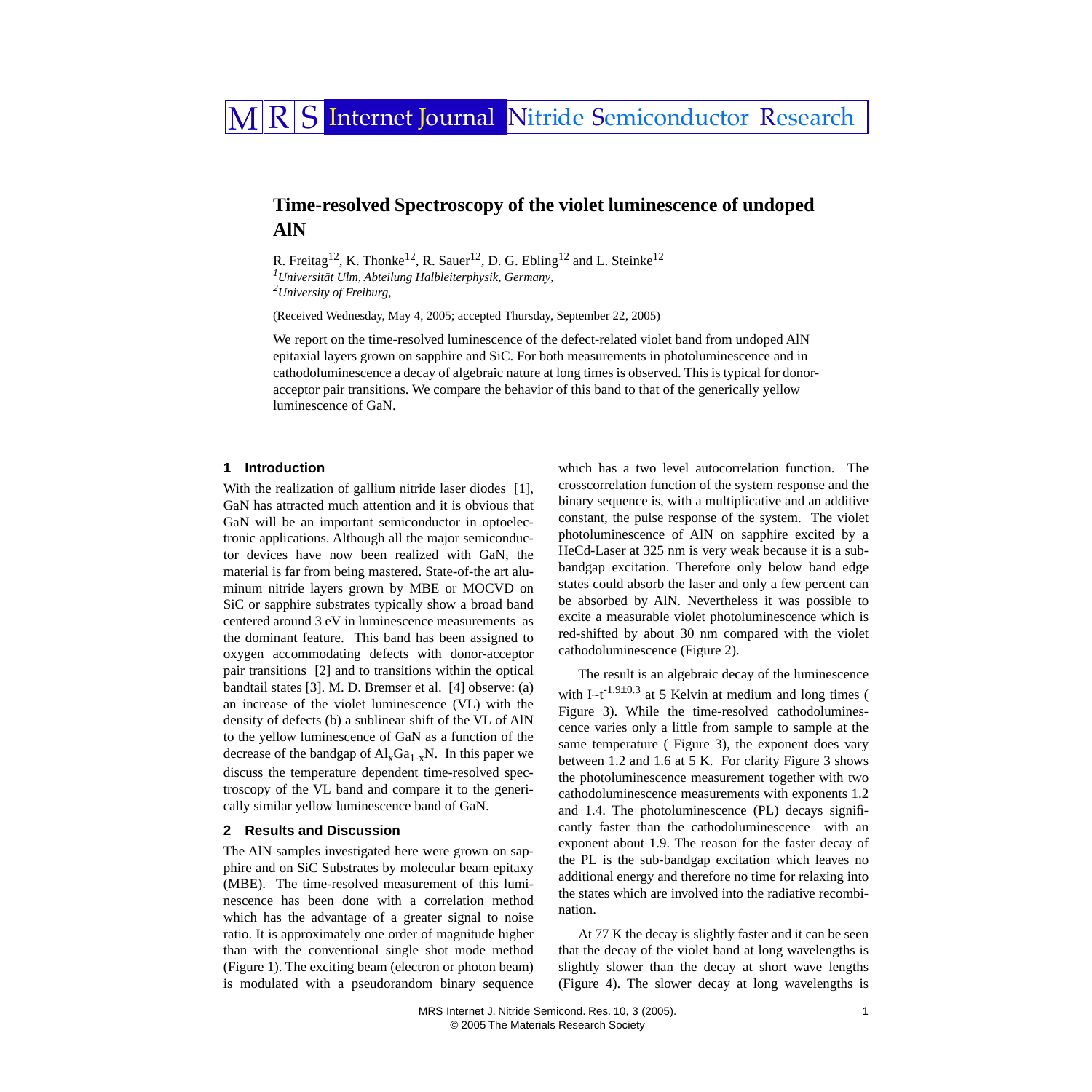# Time-resolved Spectroscopy of the violet luminescence of undoped AlN

R. Freitag[12], K. Thonke[12], R. Sauer[12], D. G. Ebling[12] and L. Steinke[12]

[1]*Universität Ulm, Abteilung Halbleiterphysik, Germany,*

[2]*University of Freiburg,*

(Received Wednesday, May 4, 2005; accepted Thursday, September 22, 2005)

We report on the time-resolved luminescence of the defect-related violet band from undoped AlN epitaxial layers grown on sapphire and SiC. For both measurements in photoluminescence and in cathodoluminescence a decay of algebraic nature at long times is observed. This is typical for donor-acceptor pair transitions. We compare the behavior of this band to that of the generically yellow luminescence of GaN.

## 1 Introduction

With the realization of gallium nitride laser diodes [1], GaN has attracted much attention and it is obvious that GaN will be an important semiconductor in optoelectronic applications. Although all the major semiconductor devices have now been realized with GaN, the material is far from being mastered. State-of-the art aluminum nitride layers grown by MBE or MOCVD on SiC or sapphire substrates typically show a broad band centered around 3 eV in luminescence measurements as the dominant feature. This band has been assigned to oxygen accommodating defects with donor-acceptor pair transitions [2] and to transitions within the optical bandtail states [3]. M. D. Bremser et al. [4] observe: (a) an increase of the violet luminescence (VL) with the density of defects (b) a sublinear shift of the VL of AlN to the yellow luminescence of GaN as a function of the decrease of the bandgap of $Al_xGa_{1-x}N$. In this paper we discuss the temperature dependent time-resolved spectroscopy of the VL band and compare it to the generically similar yellow luminescence band of GaN.

## 2 Results and Discussion

The AlN samples investigated here were grown on sapphire and on SiC Substrates by molecular beam epitaxy (MBE). The time-resolved measurement of this luminescence has been done with a correlation method which has the advantage of a greater signal to noise ratio. It is approximately one order of magnitude higher than with the conventional single shot mode method (Figure 1). The exciting beam (electron or photon beam) is modulated with a pseudorandom binary sequence which has a two level autocorrelation function. The crosscorrelation function of the system response and the binary sequence is, with a multiplicative and an additive constant, the pulse response of the system. The violet photoluminescence of AlN on sapphire excited by a HeCd-Laser at 325 nm is very weak because it is a sub-bandgap excitation. Therefore only below band edge states could absorb the laser and only a few percent can be absorbed by AlN. Nevertheless it was possible to excite a measurable violet photoluminescence which is red-shifted by about 30 nm compared with the violet cathodoluminescence (Figure 2).

The result is an algebraic decay of the luminescence with $I \sim t^{-1.9 \pm 0.3}$ at 5 Kelvin at medium and long times ( Figure 3). While the time-resolved cathodoluminescence varies only a little from sample to sample at the same temperature ( Figure 3), the exponent does vary between 1.2 and 1.6 at 5 K. For clarity Figure 3 shows the photoluminescence measurement together with two cathodoluminescence measurements with exponents 1.2 and 1.4. The photoluminescence (PL) decays significantly faster than the cathodoluminescence with an exponent about 1.9. The reason for the faster decay of the PL is the sub-bandgap excitation which leaves no additional energy and therefore no time for relaxing into the states which are involved into the radiative recombination.

At 77 K the decay is slightly faster and it can be seen that the decay of the violet band at long wavelengths is slightly slower than the decay at short wave lengths (Figure 4). The slower decay at long wavelengths is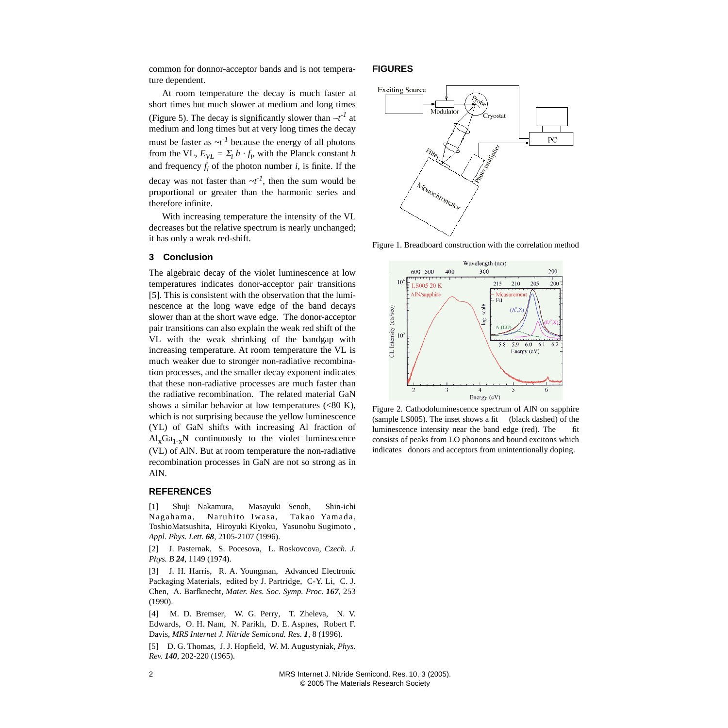common for donnor-acceptor bands and is not temperature dependent.

At room temperature the decay is much faster at short times but much slower at medium and long times (Figure 5). The decay is significantly slower than $\sim t^{-1}$ at medium and long times but at very long times the decay must be faster as $\sim t^{-1}$ because the energy of all photons from the VL, $E_{VL} = \Sigma_i h \cdot f_i$, with the Planck constant $h$ and frequency $f_i$ of the photon number $i$, is finite. If the decay was not faster than $\sim t^{-1}$, then the sum would be proportional or greater than the harmonic series and therefore infinite.

With increasing temperature the intensity of the VL decreases but the relative spectrum is nearly unchanged; it has only a weak red-shift.

## 3 Conclusion

The algebraic decay of the violet luminescence at low temperatures indicates donor-acceptor pair transitions [5]. This is consistent with the observation that the luminescence at the long wave edge of the band decays slower than at the short wave edge. The donor-acceptor pair transitions can also explain the weak red shift of the VL with the weak shrinking of the bandgap with increasing temperature. At room temperature the VL is much weaker due to stronger non-radiative recombination processes, and the smaller decay exponent indicates that these non-radiative processes are much faster than the radiative recombination. The related material GaN shows a similar behavior at low temperatures (<80 K), which is not surprising because the yellow luminescence (YL) of GaN shifts with increasing Al fraction of $Al_xGa_{1-x}N$ continuously to the violet luminescence (VL) of AlN. But at room temperature the non-radiative recombination processes in GaN are not so strong as in AlN.

## REFERENCES

[1] Shuji Nakamura, Masayuki Senoh, Shin-ichi Nagahama, Naruhito Iwasa, Takao Yamada, ToshioMatsushita, Hiroyuki Kiyoku, Yasunobu Sugimoto , *Appl. Phys. Lett.* ***68***, 2105-2107 (1996).

[2] J. Pasternak, S. Pocesova, L. Roskovcova, *Czech. J. Phys. B* ***24***, 1149 (1974).

[3] J. H. Harris, R. A. Youngman, Advanced Electronic Packaging Materials, edited by J. Partridge, C-Y. Li, C. J. Chen, A. Barfknecht, *Mater. Res. Soc. Symp. Proc.* ***167***, 253 (1990).

[4] M. D. Bremser, W. G. Perry, T. Zheleva, N. V. Edwards, O. H. Nam, N. Parikh, D. E. Aspnes, Robert F. Davis, *MRS Internet J. Nitride Semicond. Res.* ***1***, 8 (1996).

[5] D. G. Thomas, J. J. Hopfield, W. M. Augustyniak, *Phys. Rev.* ***140***, 202-220 (1965).

## FIGURES

Figure 1. Breadboard construction with the correlation method

Figure 2. Cathodoluminescence spectrum of AlN on sapphire (sample LS005). The inset shows a fit (black dashed) of the luminescence intensity near the band edge (red). The fit consists of peaks from LO phonons and bound excitons which indicates donors and acceptors from unintentionally doping.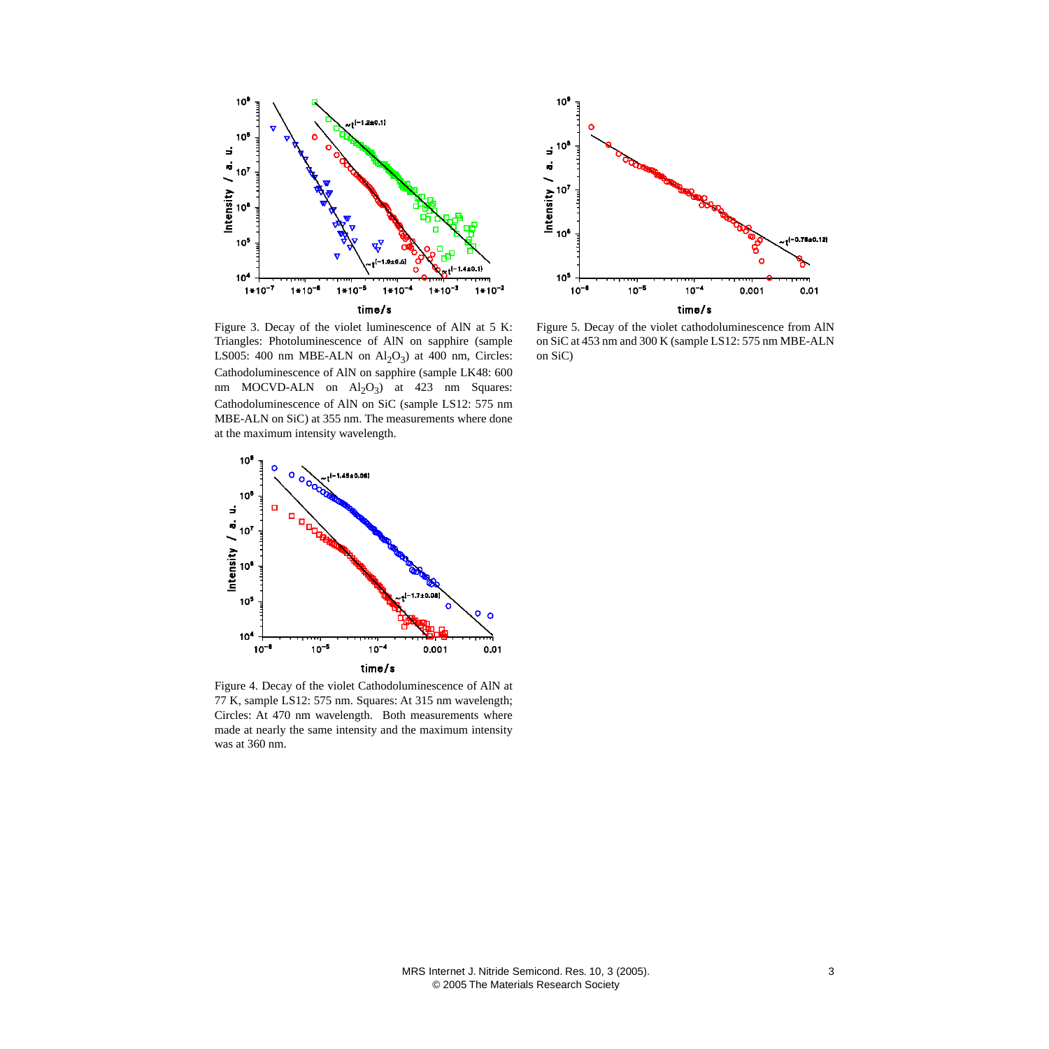$10^9$
$10^8$
$10^7$
$10^6$
$10^5$
$10^4$
Intensity / a. u.
$1*10^{-7}$ $1*10^{-6}$ $1*10^{-5}$ $1*10^{-4}$ $1*10^{-3}$ $1*10^{-2}$
time/s
$\sim t^{(-1.2\pm0.1)}$
$\sim t^{(-1.9\pm0.5)}$
$\sim t^{(-1.4\pm0.1)}$

Figure 3. Decay of the violet luminescence of AlN at 5 K: Triangles: Photoluminescence of AlN on sapphire (sample LS005: 400 nm MBE-ALN on $Al_2O_3$) at 400 nm, Circles: Cathodoluminescence of AlN on sapphire (sample LK48: 600 nm MOCVD-ALN on $Al_2O_3$) at 423 nm Squares: Cathodoluminescence of AlN on SiC (sample LS12: 575 nm MBE-ALN on SiC) at 355 nm. The measurements where done at the maximum intensity wavelength.

$10^9$
$10^8$
$10^7$
$10^6$
$10^5$
$10^4$
Intensity / a. u.
$10^{-6}$ $10^{-5}$ $10^{-4}$ 0.001 0.01
time/s
$\sim t^{(-1.45\pm0.06)}$
$\sim t^{(-1.7\pm0.08)}$

Figure 4. Decay of the violet Cathodoluminescence of AlN at 77 K, sample LS12: 575 nm. Squares: At 315 nm wavelength; Circles: At 470 nm wavelength. Both measurements where made at nearly the same intensity and the maximum intensity was at 360 nm.

$10^9$
$10^8$
$10^7$
$10^6$
$10^5$
Intensity / a. u.
$10^{-6}$ $10^{-5}$ $10^{-4}$ 0.001 0.01
time/s
$\sim t^{(-0.78\pm0.12)}$

Figure 5. Decay of the violet cathodoluminescence from AlN on SiC at 453 nm and 300 K (sample LS12: 575 nm MBE-ALN on SiC)